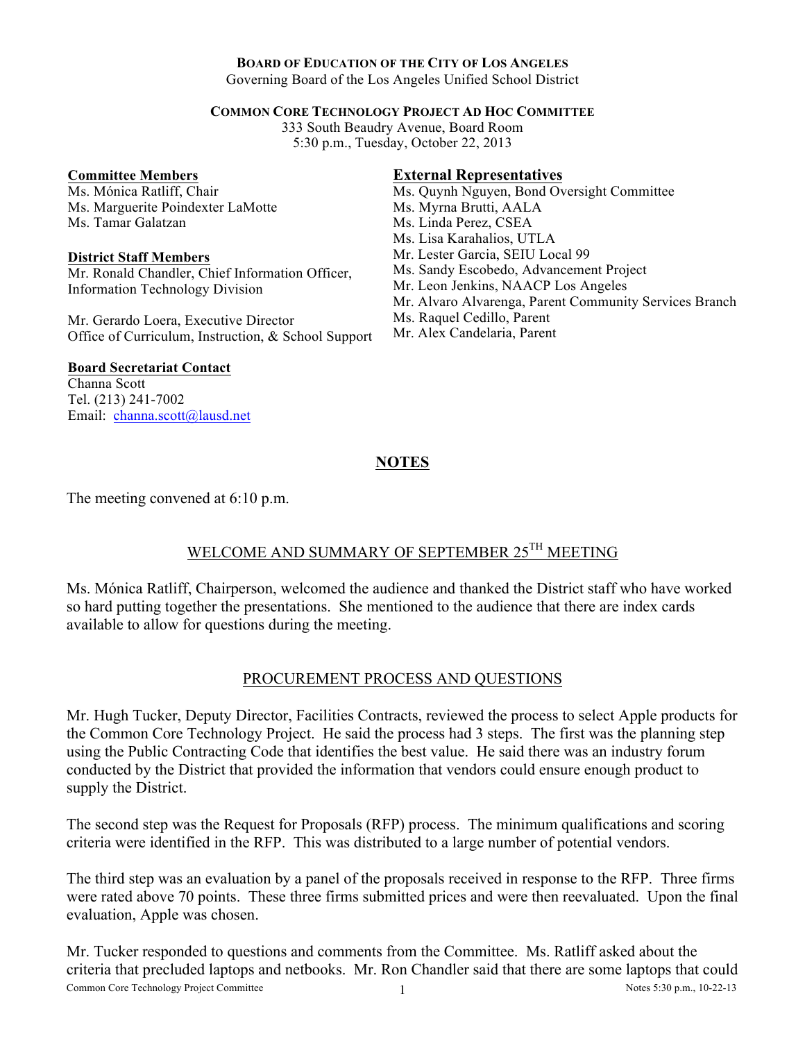**BOARD OF EDUCATION OF THE CITY OF LOS ANGELES**
Governing Board of the Los Angeles Unified School District

**COMMON CORE TECHNOLOGY PROJECT AD HOC COMMITTEE**
333 South Beaudry Avenue, Board Room
5:30 p.m., Tuesday, October 22, 2013

**Committee Members**
Ms. Mónica Ratliff, Chair
Ms. Marguerite Poindexter LaMotte
Ms. Tamar Galatzan

**District Staff Members**
Mr. Ronald Chandler, Chief Information Officer, Information Technology Division

Mr. Gerardo Loera, Executive Director
Office of Curriculum, Instruction, & School Support

**Board Secretariat Contact**
Channa Scott
Tel. (213) 241-7002
Email: channa.scott@lausd.net

**External Representatives**
Ms. Quynh Nguyen, Bond Oversight Committee
Ms. Myrna Brutti, AALA
Ms. Linda Perez, CSEA
Ms. Lisa Karahalios, UTLA
Mr. Lester Garcia, SEIU Local 99
Ms. Sandy Escobedo, Advancement Project
Mr. Leon Jenkins, NAACP Los Angeles
Mr. Alvaro Alvarenga, Parent Community Services Branch
Ms. Raquel Cedillo, Parent
Mr. Alex Candelaria, Parent

## NOTES

The meeting convened at 6:10 p.m.

### WELCOME AND SUMMARY OF SEPTEMBER 25TH MEETING

Ms. Mónica Ratliff, Chairperson, welcomed the audience and thanked the District staff who have worked so hard putting together the presentations. She mentioned to the audience that there are index cards available to allow for questions during the meeting.

### PROCUREMENT PROCESS AND QUESTIONS

Mr. Hugh Tucker, Deputy Director, Facilities Contracts, reviewed the process to select Apple products for the Common Core Technology Project. He said the process had 3 steps. The first was the planning step using the Public Contracting Code that identifies the best value. He said there was an industry forum conducted by the District that provided the information that vendors could ensure enough product to supply the District.

The second step was the Request for Proposals (RFP) process. The minimum qualifications and scoring criteria were identified in the RFP. This was distributed to a large number of potential vendors.

The third step was an evaluation by a panel of the proposals received in response to the RFP. Three firms were rated above 70 points. These three firms submitted prices and were then reevaluated. Upon the final evaluation, Apple was chosen.

Mr. Tucker responded to questions and comments from the Committee. Ms. Ratliff asked about the criteria that precluded laptops and netbooks. Mr. Ron Chandler said that there are some laptops that could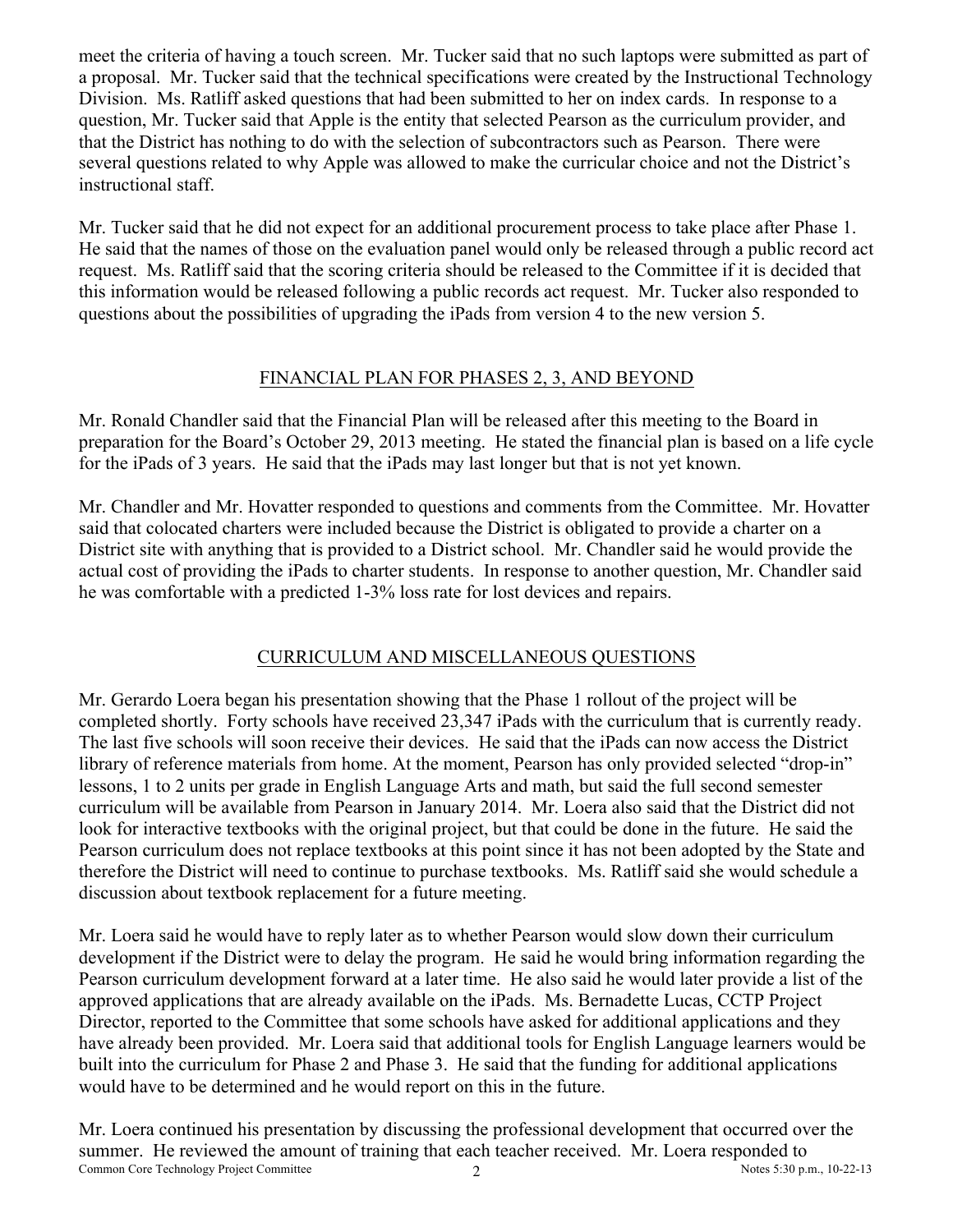meet the criteria of having a touch screen. Mr. Tucker said that no such laptops were submitted as part of a proposal. Mr. Tucker said that the technical specifications were created by the Instructional Technology Division. Ms. Ratliff asked questions that had been submitted to her on index cards. In response to a question, Mr. Tucker said that Apple is the entity that selected Pearson as the curriculum provider, and that the District has nothing to do with the selection of subcontractors such as Pearson. There were several questions related to why Apple was allowed to make the curricular choice and not the District's instructional staff.

Mr. Tucker said that he did not expect for an additional procurement process to take place after Phase 1. He said that the names of those on the evaluation panel would only be released through a public record act request. Ms. Ratliff said that the scoring criteria should be released to the Committee if it is decided that this information would be released following a public records act request. Mr. Tucker also responded to questions about the possibilities of upgrading the iPads from version 4 to the new version 5.

## FINANCIAL PLAN FOR PHASES 2, 3, AND BEYOND

Mr. Ronald Chandler said that the Financial Plan will be released after this meeting to the Board in preparation for the Board's October 29, 2013 meeting. He stated the financial plan is based on a life cycle for the iPads of 3 years. He said that the iPads may last longer but that is not yet known.

Mr. Chandler and Mr. Hovatter responded to questions and comments from the Committee. Mr. Hovatter said that colocated charters were included because the District is obligated to provide a charter on a District site with anything that is provided to a District school. Mr. Chandler said he would provide the actual cost of providing the iPads to charter students. In response to another question, Mr. Chandler said he was comfortable with a predicted 1-3% loss rate for lost devices and repairs.

## CURRICULUM AND MISCELLANEOUS QUESTIONS

Mr. Gerardo Loera began his presentation showing that the Phase 1 rollout of the project will be completed shortly. Forty schools have received 23,347 iPads with the curriculum that is currently ready. The last five schools will soon receive their devices. He said that the iPads can now access the District library of reference materials from home. At the moment, Pearson has only provided selected "drop-in" lessons, 1 to 2 units per grade in English Language Arts and math, but said the full second semester curriculum will be available from Pearson in January 2014. Mr. Loera also said that the District did not look for interactive textbooks with the original project, but that could be done in the future. He said the Pearson curriculum does not replace textbooks at this point since it has not been adopted by the State and therefore the District will need to continue to purchase textbooks. Ms. Ratliff said she would schedule a discussion about textbook replacement for a future meeting.

Mr. Loera said he would have to reply later as to whether Pearson would slow down their curriculum development if the District were to delay the program. He said he would bring information regarding the Pearson curriculum development forward at a later time. He also said he would later provide a list of the approved applications that are already available on the iPads. Ms. Bernadette Lucas, CCTP Project Director, reported to the Committee that some schools have asked for additional applications and they have already been provided. Mr. Loera said that additional tools for English Language learners would be built into the curriculum for Phase 2 and Phase 3. He said that the funding for additional applications would have to be determined and he would report on this in the future.

Mr. Loera continued his presentation by discussing the professional development that occurred over the summer. He reviewed the amount of training that each teacher received. Mr. Loera responded to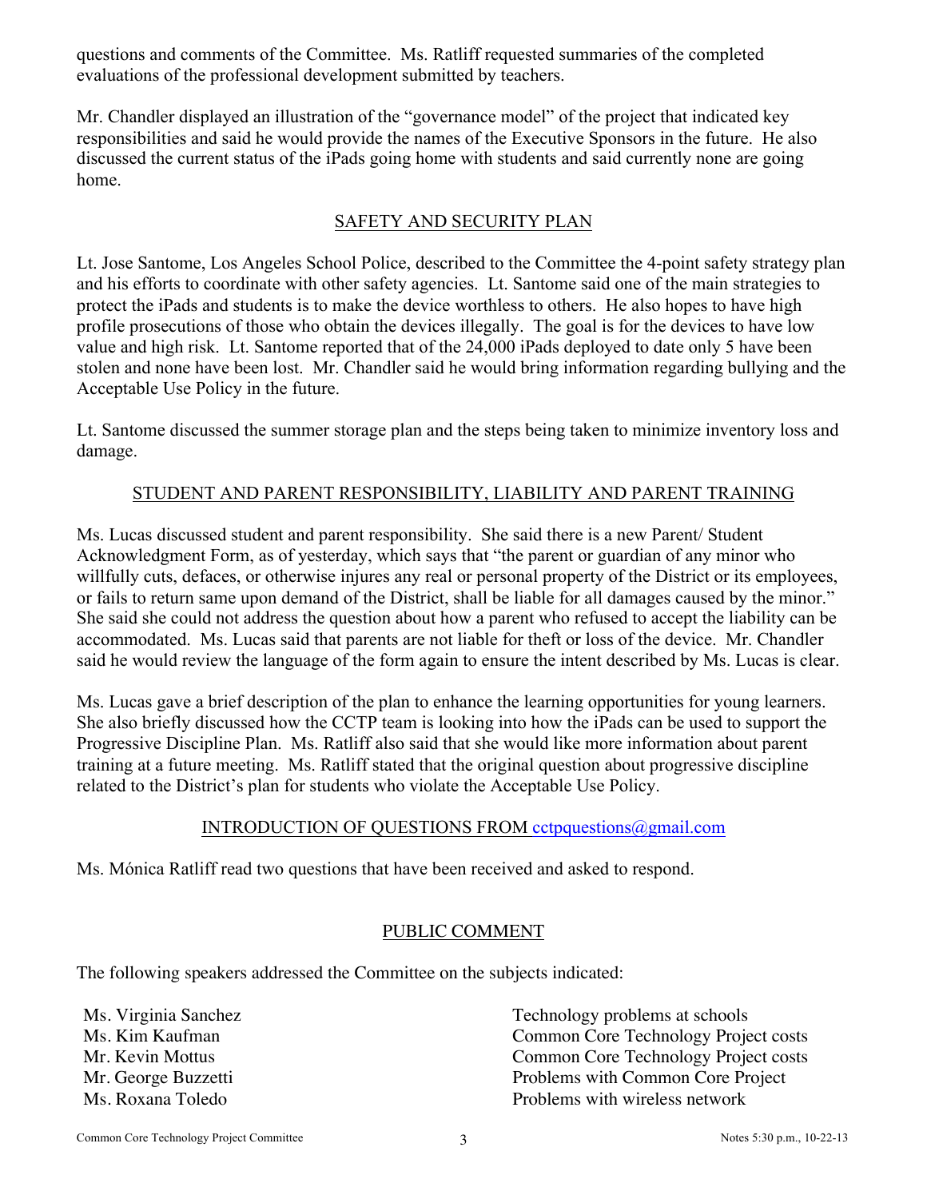questions and comments of the Committee. Ms. Ratliff requested summaries of the completed evaluations of the professional development submitted by teachers.

Mr. Chandler displayed an illustration of the "governance model" of the project that indicated key responsibilities and said he would provide the names of the Executive Sponsors in the future. He also discussed the current status of the iPads going home with students and said currently none are going home.

## SAFETY AND SECURITY PLAN

Lt. Jose Santome, Los Angeles School Police, described to the Committee the 4-point safety strategy plan and his efforts to coordinate with other safety agencies. Lt. Santome said one of the main strategies to protect the iPads and students is to make the device worthless to others. He also hopes to have high profile prosecutions of those who obtain the devices illegally. The goal is for the devices to have low value and high risk. Lt. Santome reported that of the 24,000 iPads deployed to date only 5 have been stolen and none have been lost. Mr. Chandler said he would bring information regarding bullying and the Acceptable Use Policy in the future.

Lt. Santome discussed the summer storage plan and the steps being taken to minimize inventory loss and damage.

## STUDENT AND PARENT RESPONSIBILITY, LIABILITY AND PARENT TRAINING

Ms. Lucas discussed student and parent responsibility. She said there is a new Parent/ Student Acknowledgment Form, as of yesterday, which says that "the parent or guardian of any minor who willfully cuts, defaces, or otherwise injures any real or personal property of the District or its employees, or fails to return same upon demand of the District, shall be liable for all damages caused by the minor." She said she could not address the question about how a parent who refused to accept the liability can be accommodated. Ms. Lucas said that parents are not liable for theft or loss of the device. Mr. Chandler said he would review the language of the form again to ensure the intent described by Ms. Lucas is clear.

Ms. Lucas gave a brief description of the plan to enhance the learning opportunities for young learners. She also briefly discussed how the CCTP team is looking into how the iPads can be used to support the Progressive Discipline Plan. Ms. Ratliff also said that she would like more information about parent training at a future meeting. Ms. Ratliff stated that the original question about progressive discipline related to the District's plan for students who violate the Acceptable Use Policy.

## INTRODUCTION OF QUESTIONS FROM cctpquestions@gmail.com

Ms. Mónica Ratliff read two questions that have been received and asked to respond.

## PUBLIC COMMENT

The following speakers addressed the Committee on the subjects indicated:

| Speaker | Subject |
|---|---|
| Ms. Virginia Sanchez | Technology problems at schools |
| Ms. Kim Kaufman | Common Core Technology Project costs |
| Mr. Kevin Mottus | Common Core Technology Project costs |
| Mr. George Buzzetti | Problems with Common Core Project |
| Ms. Roxana Toledo | Problems with wireless network |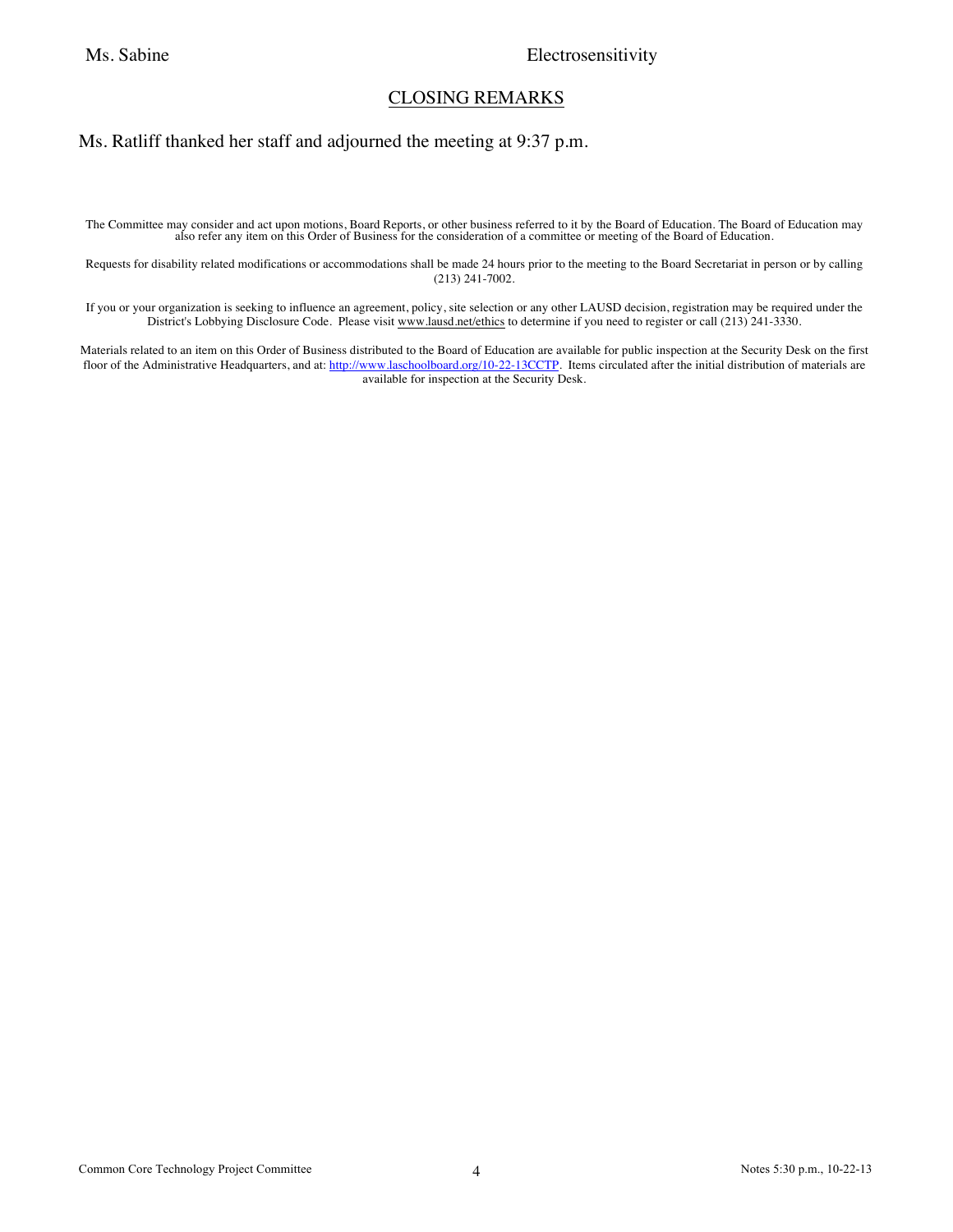| | |
|---|---|
| Ms. Sabine | Electrosensitivity |

## CLOSING REMARKS

Ms. Ratliff thanked her staff and adjourned the meeting at 9:37 p.m.

The Committee may consider and act upon motions, Board Reports, or other business referred to it by the Board of Education. The Board of Education may also refer any item on this Order of Business for the consideration of a committee or meeting of the Board of Education.

Requests for disability related modifications or accommodations shall be made 24 hours prior to the meeting to the Board Secretariat in person or by calling (213) 241-7002.

If you or your organization is seeking to influence an agreement, policy, site selection or any other LAUSD decision, registration may be required under the District's Lobbying Disclosure Code. Please visit www.lausd.net/ethics to determine if you need to register or call (213) 241-3330.

Materials related to an item on this Order of Business distributed to the Board of Education are available for public inspection at the Security Desk on the first floor of the Administrative Headquarters, and at: http://www.laschoolboard.org/10-22-13CCTP. Items circulated after the initial distribution of materials are available for inspection at the Security Desk.